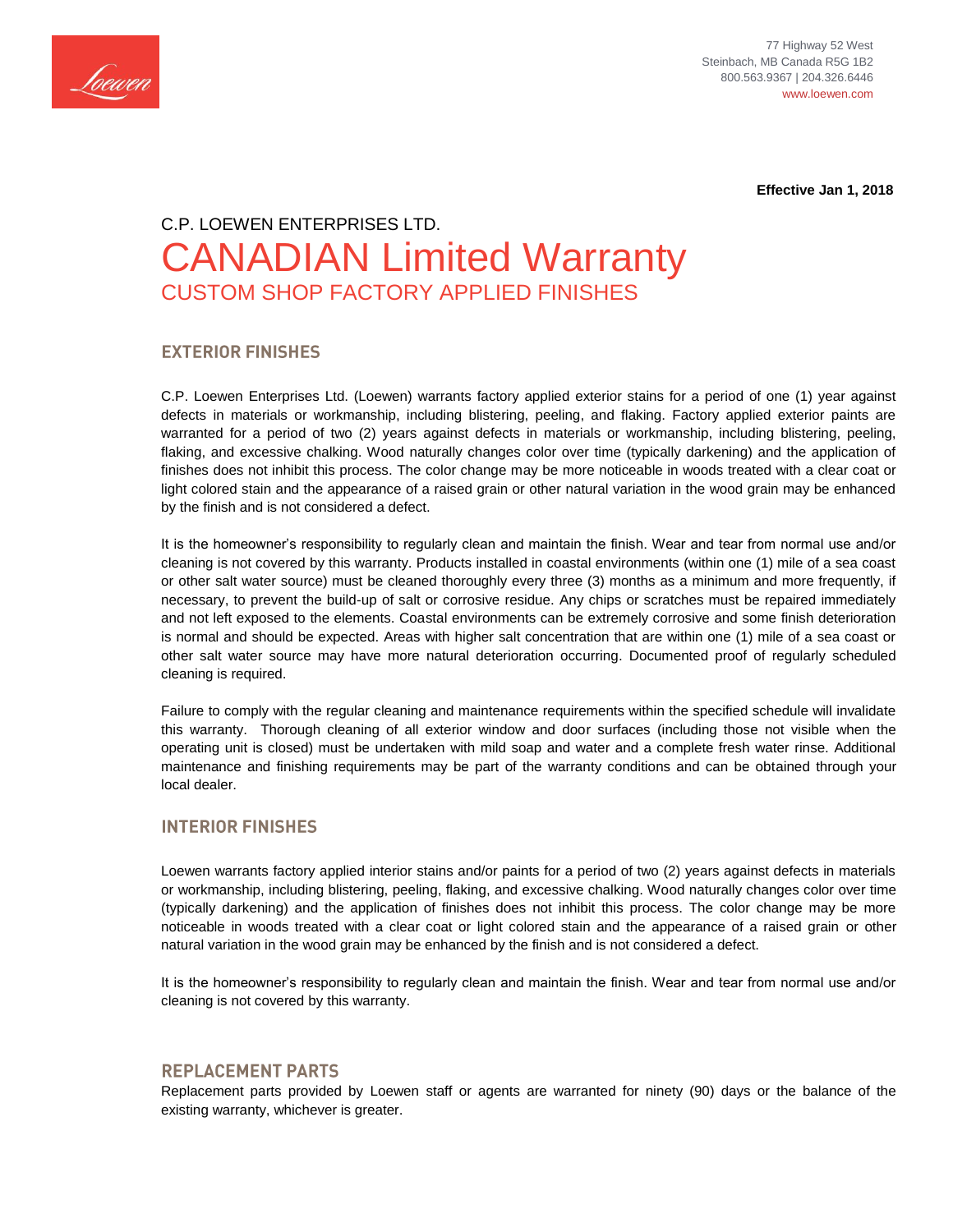77 Highway 52 West
Steinbach, MB Canada R5G 1B2
800.563.9367 | 204.326.6446
www.loewen.com

**Effective Jan 1, 2018**

C.P. LOEWEN ENTERPRISES LTD.

# CANADIAN Limited Warranty

## CUSTOM SHOP FACTORY APPLIED FINISHES

### EXTERIOR FINISHES

C.P. Loewen Enterprises Ltd. (Loewen) warrants factory applied exterior stains for a period of one (1) year against defects in materials or workmanship, including blistering, peeling, and flaking. Factory applied exterior paints are warranted for a period of two (2) years against defects in materials or workmanship, including blistering, peeling, flaking, and excessive chalking. Wood naturally changes color over time (typically darkening) and the application of finishes does not inhibit this process. The color change may be more noticeable in woods treated with a clear coat or light colored stain and the appearance of a raised grain or other natural variation in the wood grain may be enhanced by the finish and is not considered a defect.

It is the homeowner's responsibility to regularly clean and maintain the finish. Wear and tear from normal use and/or cleaning is not covered by this warranty. Products installed in coastal environments (within one (1) mile of a sea coast or other salt water source) must be cleaned thoroughly every three (3) months as a minimum and more frequently, if necessary, to prevent the build-up of salt or corrosive residue. Any chips or scratches must be repaired immediately and not left exposed to the elements. Coastal environments can be extremely corrosive and some finish deterioration is normal and should be expected. Areas with higher salt concentration that are within one (1) mile of a sea coast or other salt water source may have more natural deterioration occurring. Documented proof of regularly scheduled cleaning is required.

Failure to comply with the regular cleaning and maintenance requirements within the specified schedule will invalidate this warranty. Thorough cleaning of all exterior window and door surfaces (including those not visible when the operating unit is closed) must be undertaken with mild soap and water and a complete fresh water rinse. Additional maintenance and finishing requirements may be part of the warranty conditions and can be obtained through your local dealer.

### INTERIOR FINISHES

Loewen warrants factory applied interior stains and/or paints for a period of two (2) years against defects in materials or workmanship, including blistering, peeling, flaking, and excessive chalking. Wood naturally changes color over time (typically darkening) and the application of finishes does not inhibit this process. The color change may be more noticeable in woods treated with a clear coat or light colored stain and the appearance of a raised grain or other natural variation in the wood grain may be enhanced by the finish and is not considered a defect.

It is the homeowner's responsibility to regularly clean and maintain the finish. Wear and tear from normal use and/or cleaning is not covered by this warranty.

### REPLACEMENT PARTS

Replacement parts provided by Loewen staff or agents are warranted for ninety (90) days or the balance of the existing warranty, whichever is greater.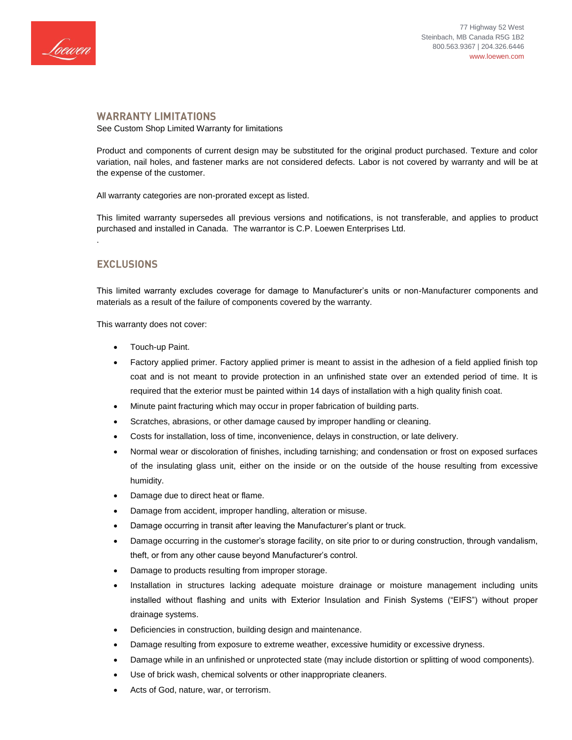## WARRANTY LIMITATIONS

See Custom Shop Limited Warranty for limitations

Product and components of current design may be substituted for the original product purchased. Texture and color variation, nail holes, and fastener marks are not considered defects. Labor is not covered by warranty and will be at the expense of the customer.

All warranty categories are non-prorated except as listed.

This limited warranty supersedes all previous versions and notifications, is not transferable, and applies to product purchased and installed in Canada. The warrantor is C.P. Loewen Enterprises Ltd.

.

## EXCLUSIONS

This limited warranty excludes coverage for damage to Manufacturer's units or non-Manufacturer components and materials as a result of the failure of components covered by the warranty.

This warranty does not cover:

- Touch-up Paint.
- Factory applied primer. Factory applied primer is meant to assist in the adhesion of a field applied finish top coat and is not meant to provide protection in an unfinished state over an extended period of time. It is required that the exterior must be painted within 14 days of installation with a high quality finish coat.
- Minute paint fracturing which may occur in proper fabrication of building parts.
- Scratches, abrasions, or other damage caused by improper handling or cleaning.
- Costs for installation, loss of time, inconvenience, delays in construction, or late delivery.
- Normal wear or discoloration of finishes, including tarnishing; and condensation or frost on exposed surfaces of the insulating glass unit, either on the inside or on the outside of the house resulting from excessive humidity.
- Damage due to direct heat or flame.
- Damage from accident, improper handling, alteration or misuse.
- Damage occurring in transit after leaving the Manufacturer's plant or truck.
- Damage occurring in the customer's storage facility, on site prior to or during construction, through vandalism, theft, or from any other cause beyond Manufacturer's control.
- Damage to products resulting from improper storage.
- Installation in structures lacking adequate moisture drainage or moisture management including units installed without flashing and units with Exterior Insulation and Finish Systems ("EIFS") without proper drainage systems.
- Deficiencies in construction, building design and maintenance.
- Damage resulting from exposure to extreme weather, excessive humidity or excessive dryness.
- Damage while in an unfinished or unprotected state (may include distortion or splitting of wood components).
- Use of brick wash, chemical solvents or other inappropriate cleaners.
- Acts of God, nature, war, or terrorism.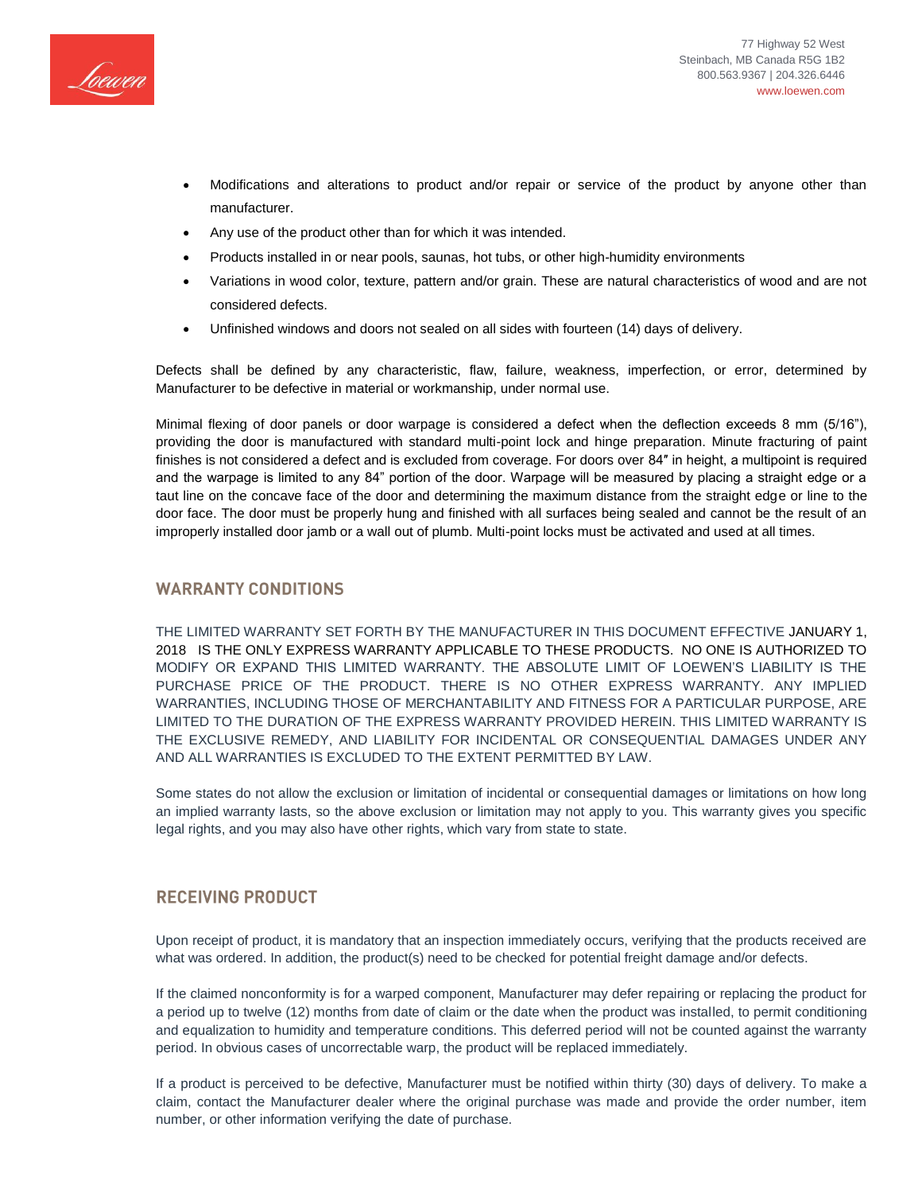- Modifications and alterations to product and/or repair or service of the product by anyone other than manufacturer.
- Any use of the product other than for which it was intended.
- Products installed in or near pools, saunas, hot tubs, or other high-humidity environments
- Variations in wood color, texture, pattern and/or grain. These are natural characteristics of wood and are not considered defects.
- Unfinished windows and doors not sealed on all sides with fourteen (14) days of delivery.

Defects shall be defined by any characteristic, flaw, failure, weakness, imperfection, or error, determined by Manufacturer to be defective in material or workmanship, under normal use.

Minimal flexing of door panels or door warpage is considered a defect when the deflection exceeds 8 mm (5/16"), providing the door is manufactured with standard multi-point lock and hinge preparation. Minute fracturing of paint finishes is not considered a defect and is excluded from coverage. For doors over 84″ in height, a multipoint is required and the warpage is limited to any 84" portion of the door. Warpage will be measured by placing a straight edge or a taut line on the concave face of the door and determining the maximum distance from the straight edge or line to the door face. The door must be properly hung and finished with all surfaces being sealed and cannot be the result of an improperly installed door jamb or a wall out of plumb. Multi-point locks must be activated and used at all times.

## WARRANTY CONDITIONS

THE LIMITED WARRANTY SET FORTH BY THE MANUFACTURER IN THIS DOCUMENT EFFECTIVE JANUARY 1, 2018 IS THE ONLY EXPRESS WARRANTY APPLICABLE TO THESE PRODUCTS. NO ONE IS AUTHORIZED TO MODIFY OR EXPAND THIS LIMITED WARRANTY. THE ABSOLUTE LIMIT OF LOEWEN'S LIABILITY IS THE PURCHASE PRICE OF THE PRODUCT. THERE IS NO OTHER EXPRESS WARRANTY. ANY IMPLIED WARRANTIES, INCLUDING THOSE OF MERCHANTABILITY AND FITNESS FOR A PARTICULAR PURPOSE, ARE LIMITED TO THE DURATION OF THE EXPRESS WARRANTY PROVIDED HEREIN. THIS LIMITED WARRANTY IS THE EXCLUSIVE REMEDY, AND LIABILITY FOR INCIDENTAL OR CONSEQUENTIAL DAMAGES UNDER ANY AND ALL WARRANTIES IS EXCLUDED TO THE EXTENT PERMITTED BY LAW.

Some states do not allow the exclusion or limitation of incidental or consequential damages or limitations on how long an implied warranty lasts, so the above exclusion or limitation may not apply to you. This warranty gives you specific legal rights, and you may also have other rights, which vary from state to state.

## RECEIVING PRODUCT

Upon receipt of product, it is mandatory that an inspection immediately occurs, verifying that the products received are what was ordered. In addition, the product(s) need to be checked for potential freight damage and/or defects.

If the claimed nonconformity is for a warped component, Manufacturer may defer repairing or replacing the product for a period up to twelve (12) months from date of claim or the date when the product was installed, to permit conditioning and equalization to humidity and temperature conditions. This deferred period will not be counted against the warranty period. In obvious cases of uncorrectable warp, the product will be replaced immediately.

If a product is perceived to be defective, Manufacturer must be notified within thirty (30) days of delivery. To make a claim, contact the Manufacturer dealer where the original purchase was made and provide the order number, item number, or other information verifying the date of purchase.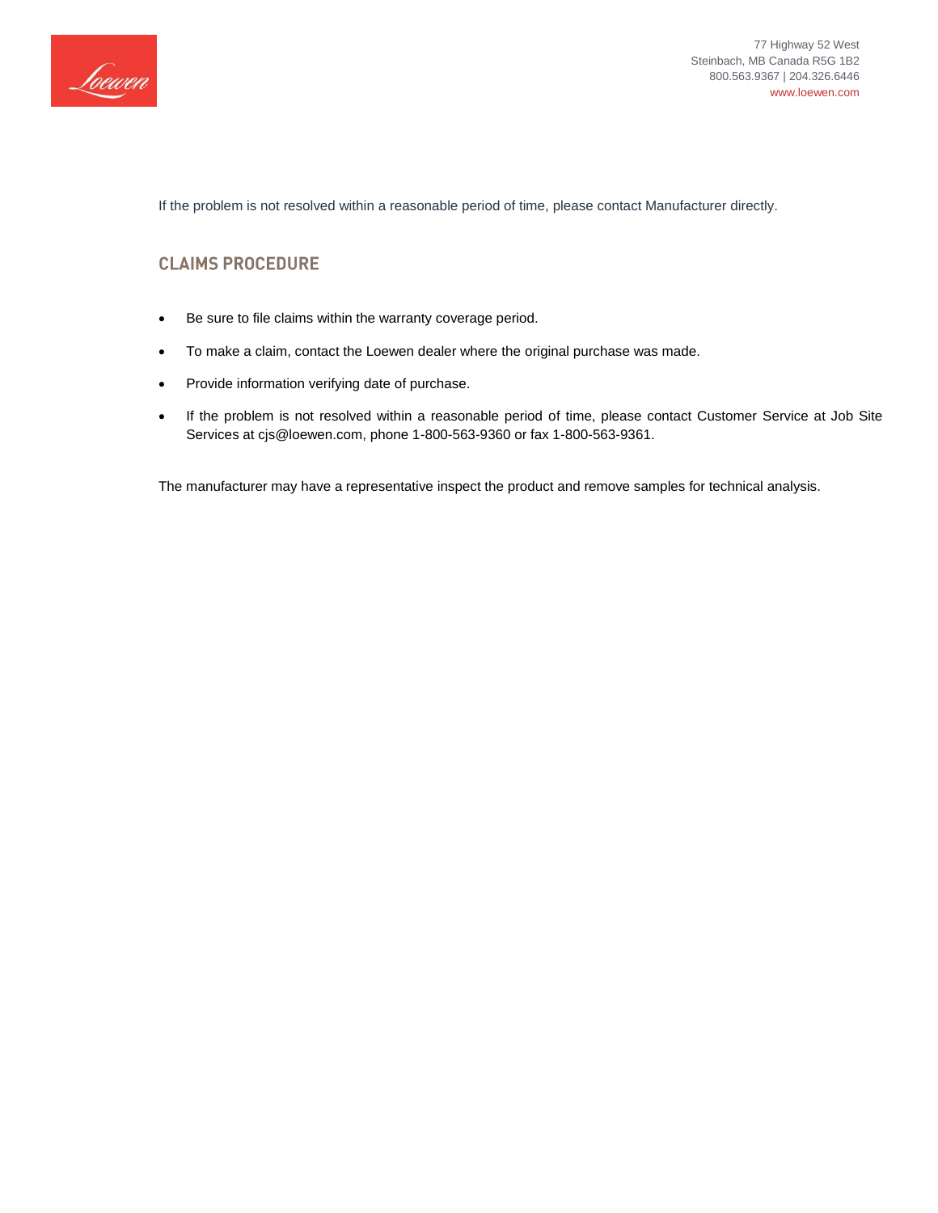If the problem is not resolved within a reasonable period of time, please contact Manufacturer directly.

## CLAIMS PROCEDURE

- Be sure to file claims within the warranty coverage period.
- To make a claim, contact the Loewen dealer where the original purchase was made.
- Provide information verifying date of purchase.
- If the problem is not resolved within a reasonable period of time, please contact Customer Service at Job Site Services at cjs@loewen.com, phone 1-800-563-9360 or fax 1-800-563-9361.

The manufacturer may have a representative inspect the product and remove samples for technical analysis.